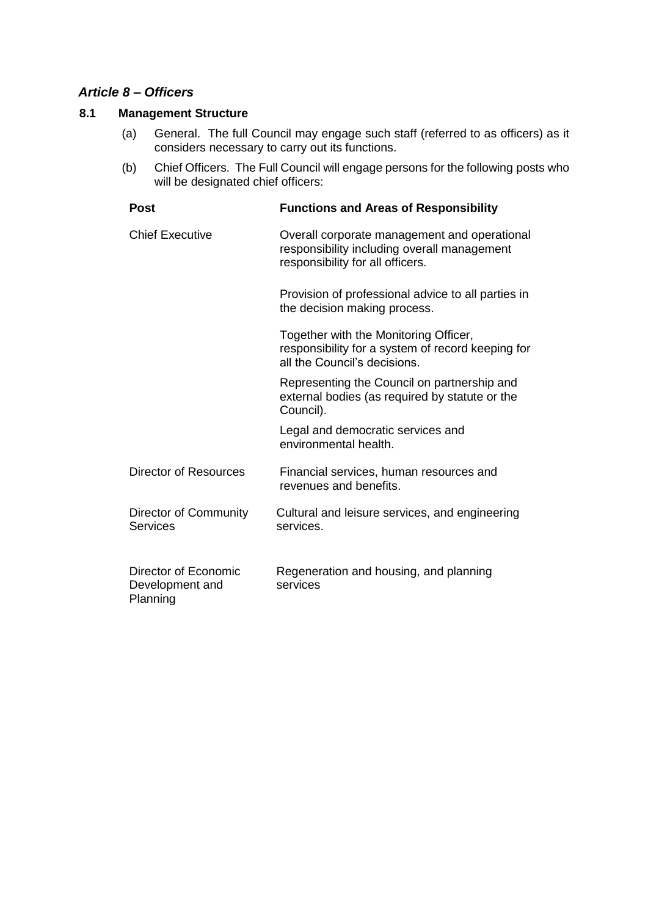### *Article 8 – Officers*

**8.1 Management Structure**

(a) General. The full Council may engage such staff (referred to as officers) as it considers necessary to carry out its functions.

(b) Chief Officers. The Full Council will engage persons for the following posts who will be designated chief officers:

| Post | Functions and Areas of Responsibility |
|---|---|
| Chief Executive | Overall corporate management and operational responsibility including overall management responsibility for all officers.<br><br>Provision of professional advice to all parties in the decision making process.<br><br>Together with the Monitoring Officer, responsibility for a system of record keeping for all the Council's decisions.<br><br>Representing the Council on partnership and external bodies (as required by statute or the Council).<br><br>Legal and democratic services and environmental health. |
| Director of Resources | Financial services, human resources and revenues and benefits. |
| Director of Community Services | Cultural and leisure services, and engineering services. |
| Director of Economic Development and Planning | Regeneration and housing, and planning services |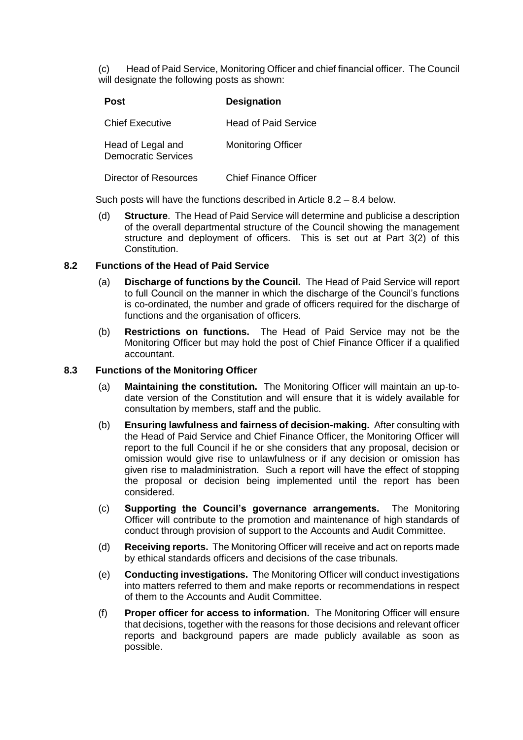(c) Head of Paid Service, Monitoring Officer and chief financial officer. The Council will designate the following posts as shown:

| Post | Designation |
| --- | --- |
| Chief Executive | Head of Paid Service |
| Head of Legal and Democratic Services | Monitoring Officer |
| Director of Resources | Chief Finance Officer |

Such posts will have the functions described in Article 8.2 – 8.4 below.

(d) **Structure**. The Head of Paid Service will determine and publicise a description of the overall departmental structure of the Council showing the management structure and deployment of officers. This is set out at Part 3(2) of this Constitution.

### 8.2 Functions of the Head of Paid Service

(a) **Discharge of functions by the Council.** The Head of Paid Service will report to full Council on the manner in which the discharge of the Council's functions is co-ordinated, the number and grade of officers required for the discharge of functions and the organisation of officers.

(b) **Restrictions on functions.** The Head of Paid Service may not be the Monitoring Officer but may hold the post of Chief Finance Officer if a qualified accountant.

### 8.3 Functions of the Monitoring Officer

(a) **Maintaining the constitution.** The Monitoring Officer will maintain an up-to-date version of the Constitution and will ensure that it is widely available for consultation by members, staff and the public.

(b) **Ensuring lawfulness and fairness of decision-making.** After consulting with the Head of Paid Service and Chief Finance Officer, the Monitoring Officer will report to the full Council if he or she considers that any proposal, decision or omission would give rise to unlawfulness or if any decision or omission has given rise to maladministration. Such a report will have the effect of stopping the proposal or decision being implemented until the report has been considered.

(c) **Supporting the Council's governance arrangements.** The Monitoring Officer will contribute to the promotion and maintenance of high standards of conduct through provision of support to the Accounts and Audit Committee.

(d) **Receiving reports.** The Monitoring Officer will receive and act on reports made by ethical standards officers and decisions of the case tribunals.

(e) **Conducting investigations.** The Monitoring Officer will conduct investigations into matters referred to them and make reports or recommendations in respect of them to the Accounts and Audit Committee.

(f) **Proper officer for access to information.** The Monitoring Officer will ensure that decisions, together with the reasons for those decisions and relevant officer reports and background papers are made publicly available as soon as possible.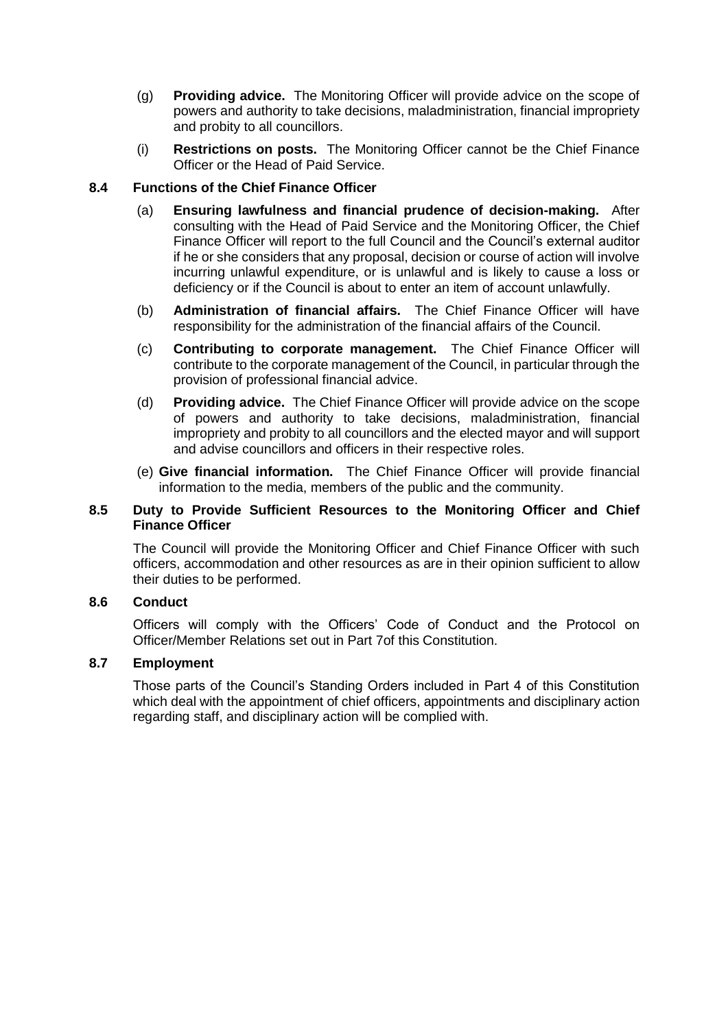(g) **Providing advice.** The Monitoring Officer will provide advice on the scope of powers and authority to take decisions, maladministration, financial impropriety and probity to all councillors.

(i) **Restrictions on posts.** The Monitoring Officer cannot be the Chief Finance Officer or the Head of Paid Service.

### 8.4 Functions of the Chief Finance Officer

(a) **Ensuring lawfulness and financial prudence of decision-making.** After consulting with the Head of Paid Service and the Monitoring Officer, the Chief Finance Officer will report to the full Council and the Council's external auditor if he or she considers that any proposal, decision or course of action will involve incurring unlawful expenditure, or is unlawful and is likely to cause a loss or deficiency or if the Council is about to enter an item of account unlawfully.

(b) **Administration of financial affairs.** The Chief Finance Officer will have responsibility for the administration of the financial affairs of the Council.

(c) **Contributing to corporate management.** The Chief Finance Officer will contribute to the corporate management of the Council, in particular through the provision of professional financial advice.

(d) **Providing advice.** The Chief Finance Officer will provide advice on the scope of powers and authority to take decisions, maladministration, financial impropriety and probity to all councillors and the elected mayor and will support and advise councillors and officers in their respective roles.

(e) **Give financial information.** The Chief Finance Officer will provide financial information to the media, members of the public and the community.

### 8.5 Duty to Provide Sufficient Resources to the Monitoring Officer and Chief Finance Officer

The Council will provide the Monitoring Officer and Chief Finance Officer with such officers, accommodation and other resources as are in their opinion sufficient to allow their duties to be performed.

### 8.6 Conduct

Officers will comply with the Officers' Code of Conduct and the Protocol on Officer/Member Relations set out in Part 7of this Constitution.

### 8.7 Employment

Those parts of the Council's Standing Orders included in Part 4 of this Constitution which deal with the appointment of chief officers, appointments and disciplinary action regarding staff, and disciplinary action will be complied with.